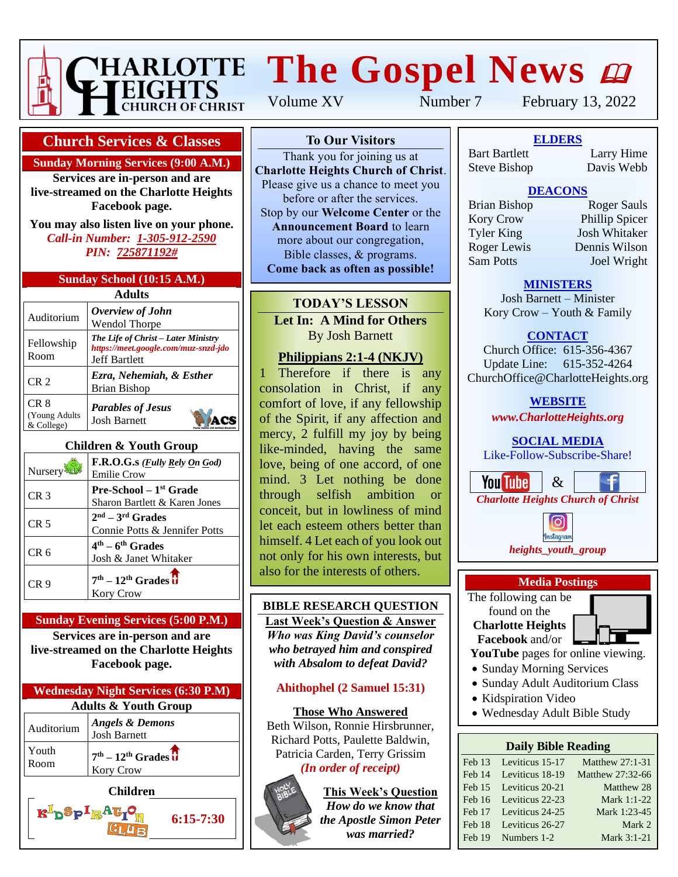# CHARLOTTE HEIGHTS CHURCH OF CHRIST

# The Gospel News

Volume XV | Number 7 | February 13, 2022

## Church Services & Classes

### Sunday Morning Services (9:00 A.M.)

**Services are in-person and are live-streamed on the Charlotte Heights Facebook page.**

**You may also listen live on your phone.**

***Call-in Number: 1-305-912-2590***

***PIN: 725871192#***

### Sunday School (10:15 A.M.)

**Adults**

| Room | Class |
|---|---|
| Auditorium | ***Overview of John*** Wendol Thorpe |
| Fellowship Room | ***The Life of Christ – Later Ministry*** *https://meet.google.com/muz-snzd-jdo* Jeff Bartlett |
| CR 2 | ***Ezra, Nehemiah, & Esther*** Brian Bishop |
| CR 8 (Young Adults & College) | ***Parables of Jesus*** Josh Barnett |

**Children & Youth Group**

| Room | Class |
|---|---|
| Nursery | **F.R.O.G.s *(Fully Rely On God)*** Emilie Crow |
| CR 3 | **Pre-School – 1st Grade** Sharon Bartlett & Karen Jones |
| CR 5 | **2nd – 3rd Grades** Connie Potts & Jennifer Potts |
| CR 6 | **4th – 6th Grades** Josh & Janet Whitaker |
| CR 9 | **7th – 12th Grades** Kory Crow |

### Sunday Evening Services (5:00 P.M.)

**Services are in-person and are live-streamed on the Charlotte Heights Facebook page.**

### Wednesday Night Services (6:30 P.M)

**Adults & Youth Group**

| Room | Class |
|---|---|
| Auditorium | ***Angels & Demons*** Josh Barnett |
| Youth Room | **7th – 12th Grades** Kory Crow |

**Children**

KIDSPIRATION CLUB **6:15-7:30**

## To Our Visitors

Thank you for joining us at **Charlotte Heights Church of Christ**. Please give us a chance to meet you before or after the services. Stop by our **Welcome Center** or the **Announcement Board** to learn more about our congregation, Bible classes, & programs. **Come back as often as possible!**

## TODAY'S LESSON

**Let In: A Mind for Others**

By Josh Barnett

**Philippians 2:1-4 (NKJV)**

1 Therefore if there is any consolation in Christ, if any comfort of love, if any fellowship of the Spirit, if any affection and mercy, 2 fulfill my joy by being like-minded, having the same love, being of one accord, of one mind. 3 Let nothing be done through selfish ambition or conceit, but in lowliness of mind let each esteem others better than himself. 4 Let each of you look out not only for his own interests, but also for the interests of others.

## BIBLE RESEARCH QUESTION

**Last Week's Question & Answer**

***Who was King David's counselor who betrayed him and conspired with Absalom to defeat David?***

**Ahithophel (2 Samuel 15:31)**

**Those Who Answered**

Beth Wilson, Ronnie Hirsbrunner, Richard Potts, Paulette Baldwin, Patricia Carden, Terry Grissim

***(In order of receipt)***

**This Week's Question**

***How do we know that the Apostle Simon Peter was married?***

## ELDERS

Bart Bartlett, Larry Hime, Steve Bishop, Davis Webb

## DEACONS

Brian Bishop, Roger Sauls, Kory Crow, Phillip Spicer, Tyler King, Josh Whitaker, Roger Lewis, Dennis Wilson, Sam Potts, Joel Wright

## MINISTERS

Josh Barnett – Minister

Kory Crow – Youth & Family

## CONTACT

Church Office: 615-356-4367

Update Line: 615-352-4264

ChurchOffice@CharlotteHeights.org

## WEBSITE

***www.CharlotteHeights.org***

## SOCIAL MEDIA

Like-Follow-Subscribe-Share!

YouTube & Facebook

***Charlotte Heights Church of Christ***

Instagram

***heights_youth_group***

## Media Postings

The following can be found on the **Charlotte Heights Facebook** and/or **YouTube** pages for online viewing.

- Sunday Morning Services
- Sunday Adult Auditorium Class
- Kidspiration Video
- Wednesday Adult Bible Study

## Daily Bible Reading

| Date | Old Testament | New Testament |
|---|---|---|
| Feb 13 | Leviticus 15-17 | Matthew 27:1-31 |
| Feb 14 | Leviticus 18-19 | Matthew 27:32-66 |
| Feb 15 | Leviticus 20-21 | Matthew 28 |
| Feb 16 | Leviticus 22-23 | Mark 1:1-22 |
| Feb 17 | Leviticus 24-25 | Mark 1:23-45 |
| Feb 18 | Leviticus 26-27 | Mark 2 |
| Feb 19 | Numbers 1-2 | Mark 3:1-21 |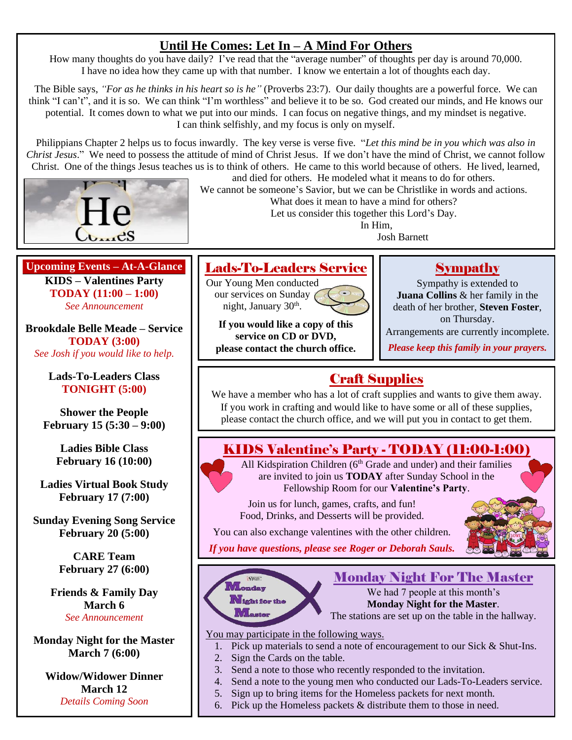## Until He Comes: Let In – A Mind For Others

How many thoughts do you have daily? I've read that the "average number" of thoughts per day is around 70,000. I have no idea how they came up with that number. I know we entertain a lot of thoughts each day.

The Bible says, *"For as he thinks in his heart so is he"* (Proverbs 23:7). Our daily thoughts are a powerful force. We can think "I can't", and it is so. We can think "I'm worthless" and believe it to be so. God created our minds, and He knows our potential. It comes down to what we put into our minds. I can focus on negative things, and my mindset is negative. I can think selfishly, and my focus is only on myself.

Philippians Chapter 2 helps us to focus inwardly. The key verse is verse five. "*Let this mind be in you which was also in Christ Jesus*." We need to possess the attitude of mind of Christ Jesus. If we don't have the mind of Christ, we cannot follow Christ. One of the things Jesus teaches us is to think of others. He came to this world because of others. He lived, learned, and died for others. He modeled what it means to do for others. We cannot be someone's Savior, but we can be Christlike in words and actions. What does it mean to have a mind for others? Let us consider this together this Lord's Day.

In Him,
Josh Barnett

## Upcoming Events – At-A-Glance

**KIDS – Valentines Party**
**TODAY (11:00 – 1:00)**
*See Announcement*

**Brookdale Belle Meade – Service**
**TODAY (3:00)**
*See Josh if you would like to help.*

**Lads-To-Leaders Class**
**TONIGHT (5:00)**

**Shower the People**
**February 15 (5:30 – 9:00)**

**Ladies Bible Class**
**February 16 (10:00)**

**Ladies Virtual Book Study**
**February 17 (7:00)**

**Sunday Evening Song Service**
**February 20 (5:00)**

**CARE Team**
**February 27 (6:00)**

**Friends & Family Day**
**March 6**
*See Announcement*

**Monday Night for the Master**
**March 7 (6:00)**

**Widow/Widower Dinner**
**March 12**
*Details Coming Soon*

## Lads-To-Leaders Service

Our Young Men conducted our services on Sunday night, January 30th.

**If you would like a copy of this service on CD or DVD, please contact the church office.**

## Sympathy

Sympathy is extended to **Juana Collins** & her family in the death of her brother, **Steven Foster**, on Thursday. Arrangements are currently incomplete.

***Please keep this family in your prayers.***

## Craft Supplies

We have a member who has a lot of craft supplies and wants to give them away. If you work in crafting and would like to have some or all of these supplies, please contact the church office, and we will put you in contact to get them.

## KIDS Valentine's Party - TODAY (11:00-1:00)

All Kidspiration Children (6th Grade and under) and their families are invited to join us **TODAY** after Sunday School in the Fellowship Room for our **Valentine's Party**.

Join us for lunch, games, crafts, and fun! Food, Drinks, and Desserts will be provided.

You can also exchange valentines with the other children.

***If you have questions, please see Roger or Deborah Sauls.***

## Monday Night For The Master

We had 7 people at this month's **Monday Night for the Master**. The stations are set up on the table in the hallway.

You may participate in the following ways.

1. Pick up materials to send a note of encouragement to our Sick & Shut-Ins.
2. Sign the Cards on the table.
3. Send a note to those who recently responded to the invitation.
4. Send a note to the young men who conducted our Lads-To-Leaders service.
5. Sign up to bring items for the Homeless packets for next month.
6. Pick up the Homeless packets & distribute them to those in need.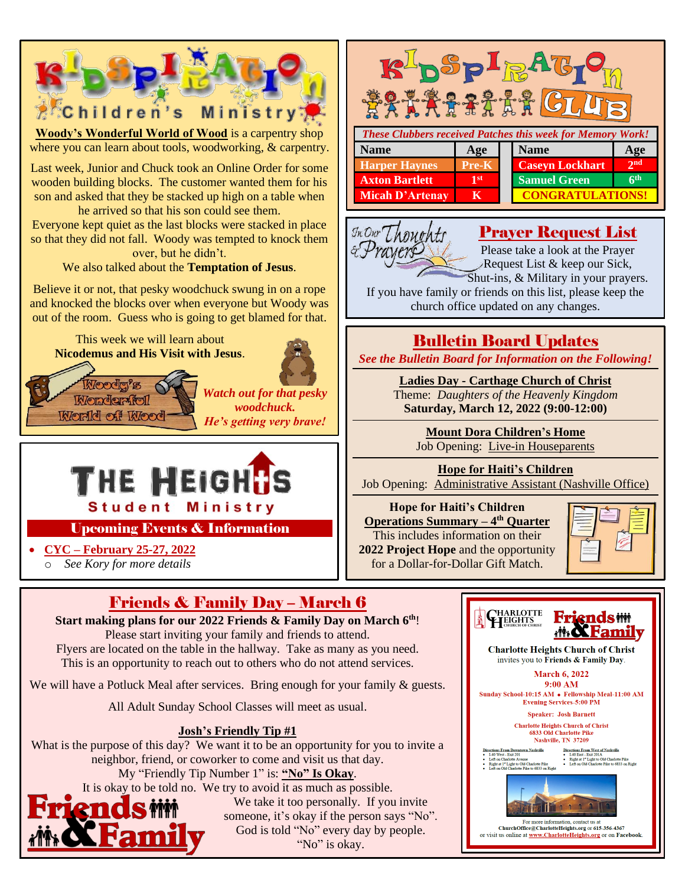# KIDSPIRATION Children's Ministry

**Woody's Wonderful World of Wood** is a carpentry shop where you can learn about tools, woodworking, & carpentry.

Last week, Junior and Chuck took an Online Order for some wooden building blocks. The customer wanted them for his son and asked that they be stacked up high on a table when he arrived so that his son could see them.
Everyone kept quiet as the last blocks were stacked in place so that they did not fall. Woody was tempted to knock them over, but he didn't.
We also talked about the **Temptation of Jesus**.

Believe it or not, that pesky woodchuck swung in on a rope and knocked the blocks over when everyone but Woody was out of the room. Guess who is going to get blamed for that.

This week we will learn about **Nicodemus and His Visit with Jesus**.

Woody's Wonderful World of Wood

*Watch out for that pesky woodchuck. He's getting very brave!*

# KIDSPIRATION CLUB

*These Clubbers received Patches this week for Memory Work!*

| Name | Age | | Name | Age |
|---|---|---|---|---|
| Harper Haynes | Pre-K | | Caseyn Lockhart | 2nd |
| Axton Bartlett | 1st | | Samuel Green | 6th |
| Micah D'Artenay | K | | CONGRATULATIONS! | |

## Prayer Request List

In Our Thoughts & Prayers

Please take a look at the Prayer Request List & keep our Sick, Shut-ins, & Military in your prayers.
If you have family or friends on this list, please keep the church office updated on any changes.

# THE HEIGHTS Student Ministry

## Upcoming Events & Information

- **CYC – February 25-27, 2022**
  - *See Kory for more details*

## Bulletin Board Updates

*See the Bulletin Board for Information on the Following!*

**Ladies Day - Carthage Church of Christ**
Theme: *Daughters of the Heavenly Kingdom*
**Saturday, March 12, 2022 (9:00-12:00)**

**Mount Dora Children's Home**
Job Opening: Live-in Houseparents

**Hope for Haiti's Children**
Job Opening: Administrative Assistant (Nashville Office)

**Hope for Haiti's Children**
**Operations Summary – 4th Quarter**
This includes information on their **2022 Project Hope** and the opportunity for a Dollar-for-Dollar Gift Match.

## Friends & Family Day – March 6

**Start making plans for our 2022 Friends & Family Day on March 6th!**
Please start inviting your family and friends to attend.
Flyers are located on the table in the hallway. Take as many as you need.
This is an opportunity to reach out to others who do not attend services.

We will have a Potluck Meal after services. Bring enough for your family & guests.

All Adult Sunday School Classes will meet as usual.

### Josh's Friendly Tip #1

What is the purpose of this day? We want it to be an opportunity for you to invite a neighbor, friend, or coworker to come and visit us that day.
My "Friendly Tip Number 1" is: **"No" Is Okay**.
It is okay to be told no. We try to avoid it as much as possible.
We take it too personally. If you invite someone, it's okay if the person says "No".
God is told "No" every day by people.
"No" is okay.

Friends & Family

---

Charlotte Heights Church of Christ — Friends & Family

**Charlotte Heights Church of Christ**
invites you to **Friends & Family Day**.

**March 6, 2022**
**9:00 AM**
**Sunday School-10:15 AM • Fellowship Meal-11:00 AM**
**Evening Services-5:00 PM**

**Speaker: Josh Barnett**

**Charlotte Heights Church of Christ**
**6833 Old Charlotte Pike**
**Nashville, TN 37209**

Directions From Downtown Nashville
- I-40 West - Exit 201
- Left on Charlotte Avenue
- Right at 1st Light to Old Charlotte Pike
- Left on Old Charlotte Pike to 6833 on Right

Directions From West of Nashville
- I-40 East - Exit 201A
- Right at 1st Light to Old Charlotte Pike
- Left on Old Charlotte Pike to 6833 on Right

For more information, contact us at
ChurchOffice@CharlotteHeights.org or 615-356-4367
or visit us online at www.CharlotteHeights.org or on Facebook.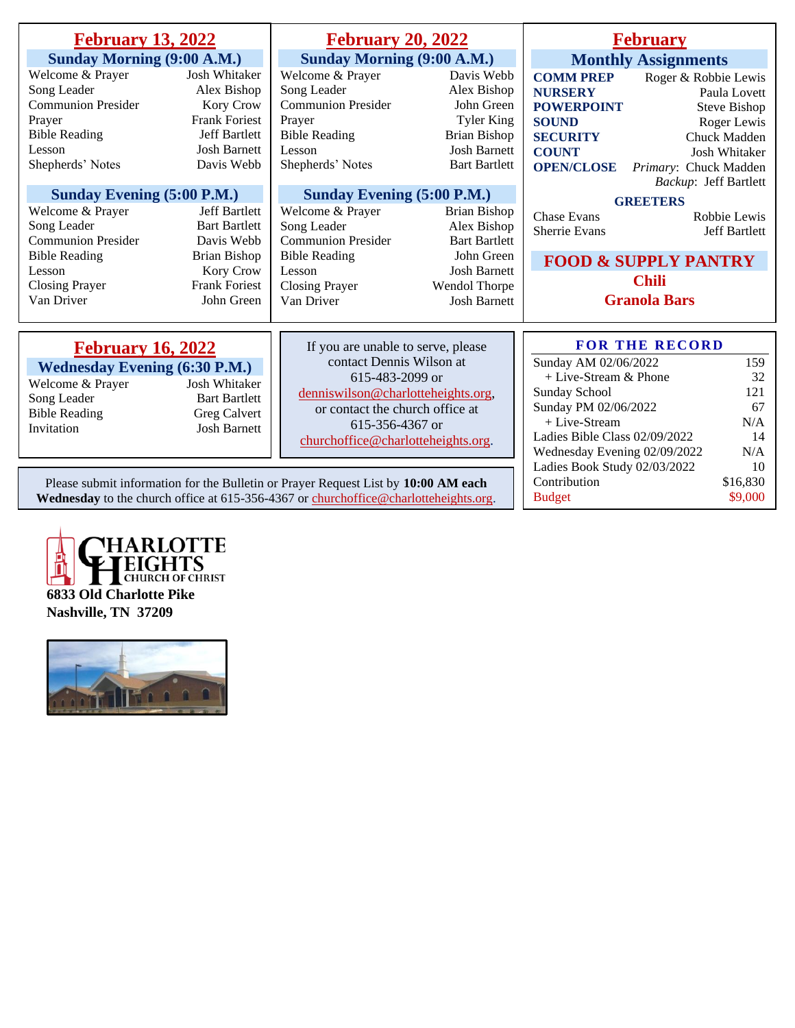## February 13, 2022

### Sunday Morning (9:00 A.M.)

| | |
|---|---|
| Welcome & Prayer | Josh Whitaker |
| Song Leader | Alex Bishop |
| Communion Presider | Kory Crow |
| Prayer | Frank Foriest |
| Bible Reading | Jeff Bartlett |
| Lesson | Josh Barnett |
| Shepherds' Notes | Davis Webb |

### Sunday Evening (5:00 P.M.)

| | |
|---|---|
| Welcome & Prayer | Jeff Bartlett |
| Song Leader | Bart Bartlett |
| Communion Presider | Davis Webb |
| Bible Reading | Brian Bishop |
| Lesson | Kory Crow |
| Closing Prayer | Frank Foriest |
| Van Driver | John Green |

## February 20, 2022

### Sunday Morning (9:00 A.M.)

| | |
|---|---|
| Welcome & Prayer | Davis Webb |
| Song Leader | Alex Bishop |
| Communion Presider | John Green |
| Prayer | Tyler King |
| Bible Reading | Brian Bishop |
| Lesson | Josh Barnett |
| Shepherds' Notes | Bart Bartlett |

### Sunday Evening (5:00 P.M.)

| | |
|---|---|
| Welcome & Prayer | Brian Bishop |
| Song Leader | Alex Bishop |
| Communion Presider | Bart Bartlett |
| Bible Reading | John Green |
| Lesson | Josh Barnett |
| Closing Prayer | Wendol Thorpe |
| Van Driver | Josh Barnett |

## February

### Monthly Assignments

| | |
|---|---|
| **COMM PREP** | Roger & Robbie Lewis |
| **NURSERY** | Paula Lovett |
| **POWERPOINT** | Steve Bishop |
| **SOUND** | Roger Lewis |
| **SECURITY** | Chuck Madden |
| **COUNT** | Josh Whitaker |
| **OPEN/CLOSE** | *Primary*: Chuck Madden<br>*Backup*: Jeff Bartlett |

**GREETERS**

| | |
|---|---|
| Chase Evans | Robbie Lewis |
| Sherrie Evans | Jeff Bartlett |

**FOOD & SUPPLY PANTRY**

**Chili**

**Granola Bars**

## February 16, 2022

### Wednesday Evening (6:30 P.M.)

| | |
|---|---|
| Welcome & Prayer | Josh Whitaker |
| Song Leader | Bart Bartlett |
| Bible Reading | Greg Calvert |
| Invitation | Josh Barnett |

If you are unable to serve, please contact Dennis Wilson at 615-483-2099 or denniswilson@charlotteheights.org, or contact the church office at 615-356-4367 or churchoffice@charlotteheights.org.

Please submit information for the Bulletin or Prayer Request List by **10:00 AM each Wednesday** to the church office at 615-356-4367 or churchoffice@charlotteheights.org.

**FOR THE RECORD**

| | |
|---|---|
| Sunday AM 02/06/2022 | 159 |
| + Live-Stream & Phone | 32 |
| Sunday School | 121 |
| Sunday PM 02/06/2022 | 67 |
| + Live-Stream | N/A |
| Ladies Bible Class 02/09/2022 | 14 |
| Wednesday Evening 02/09/2022 | N/A |
| Ladies Book Study 02/03/2022 | 10 |
| Contribution | $16,830 |
| Budget | $9,000 |

CHARLOTTE HEIGHTS CHURCH OF CHRIST

**6833 Old Charlotte Pike**
**Nashville, TN 37209**